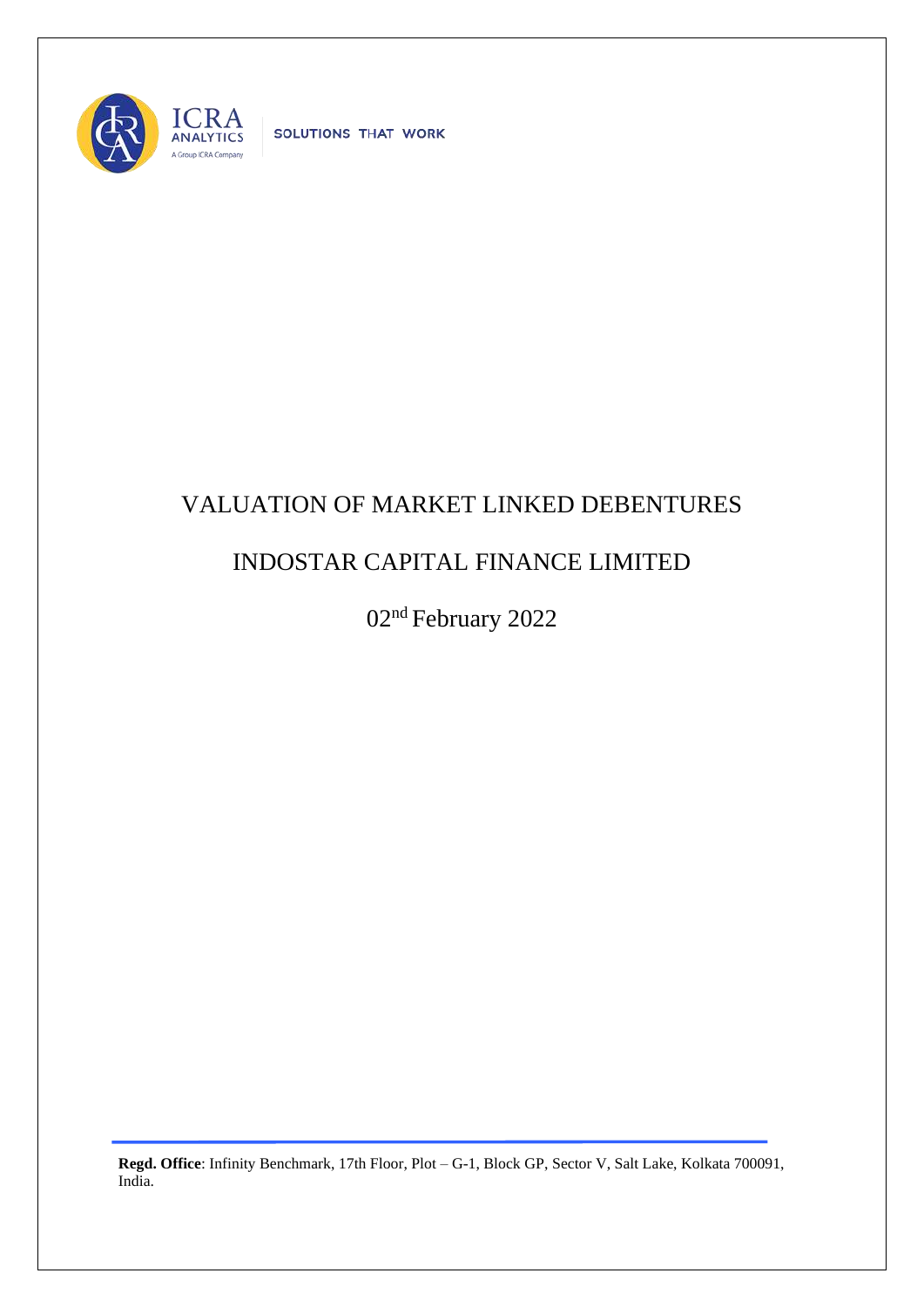ICRA ANALYTICS

A Group ICRA Company

SOLUTIONS THAT WORK

# VALUATION OF MARKET LINKED DEBENTURES

# INDOSTAR CAPITAL FINANCE LIMITED

02nd February 2022

**Regd. Office**: Infinity Benchmark, 17th Floor, Plot – G-1, Block GP, Sector V, Salt Lake, Kolkata 700091, India.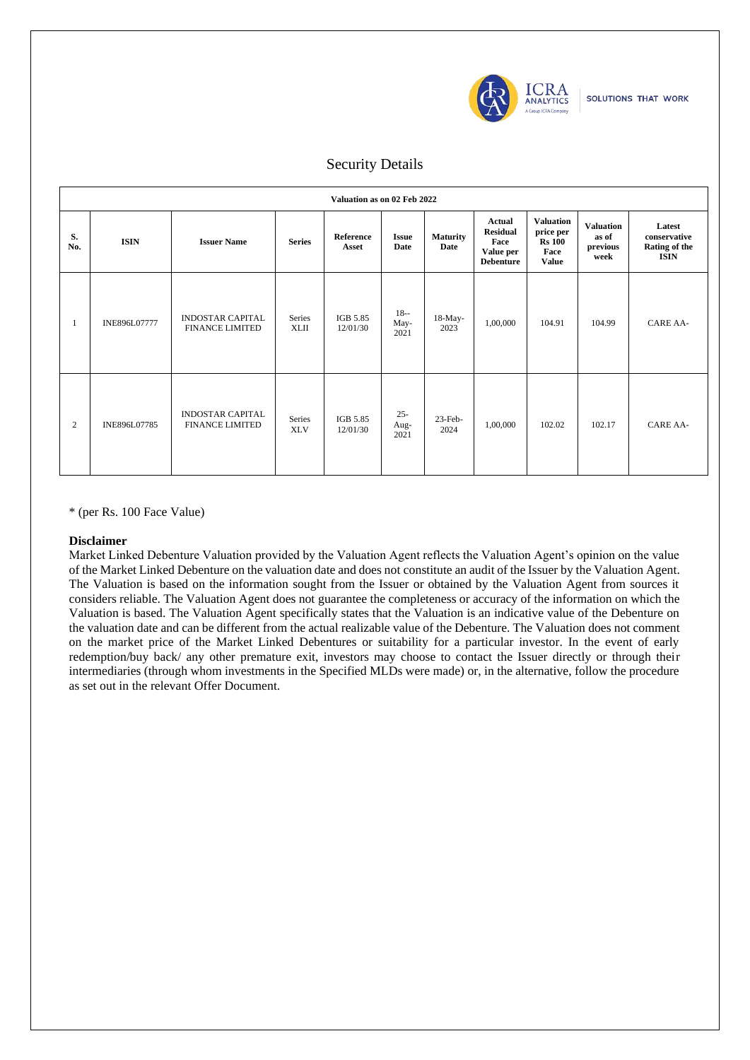# Security Details

| Valuation as on 02 Feb 2022 | | | | | | | | | | |
|---|---|---|---|---|---|---|---|---|---|---|
| **S. No.** | **ISIN** | **Issuer Name** | **Series** | **Reference Asset** | **Issue Date** | **Maturity Date** | **Actual Residual Face Value per Debenture** | **Valuation price per Rs 100 Face Value** | **Valuation as of previous week** | **Latest conservative Rating of the ISIN** |
| 1 | INE896L07777 | INDOSTAR CAPITAL FINANCE LIMITED | Series XLII | IGB 5.85 12/01/30 | 18--May-2021 | 18-May-2023 | 1,00,000 | 104.91 | 104.99 | CARE AA- |
| 2 | INE896L07785 | INDOSTAR CAPITAL FINANCE LIMITED | Series XLV | IGB 5.85 12/01/30 | 25-Aug-2021 | 23-Feb-2024 | 1,00,000 | 102.02 | 102.17 | CARE AA- |

* (per Rs. 100 Face Value)

**Disclaimer**

Market Linked Debenture Valuation provided by the Valuation Agent reflects the Valuation Agent's opinion on the value of the Market Linked Debenture on the valuation date and does not constitute an audit of the Issuer by the Valuation Agent. The Valuation is based on the information sought from the Issuer or obtained by the Valuation Agent from sources it considers reliable. The Valuation Agent does not guarantee the completeness or accuracy of the information on which the Valuation is based. The Valuation Agent specifically states that the Valuation is an indicative value of the Debenture on the valuation date and can be different from the actual realizable value of the Debenture. The Valuation does not comment on the market price of the Market Linked Debentures or suitability for a particular investor. In the event of early redemption/buy back/ any other premature exit, investors may choose to contact the Issuer directly or through their intermediaries (through whom investments in the Specified MLDs were made) or, in the alternative, follow the procedure as set out in the relevant Offer Document.